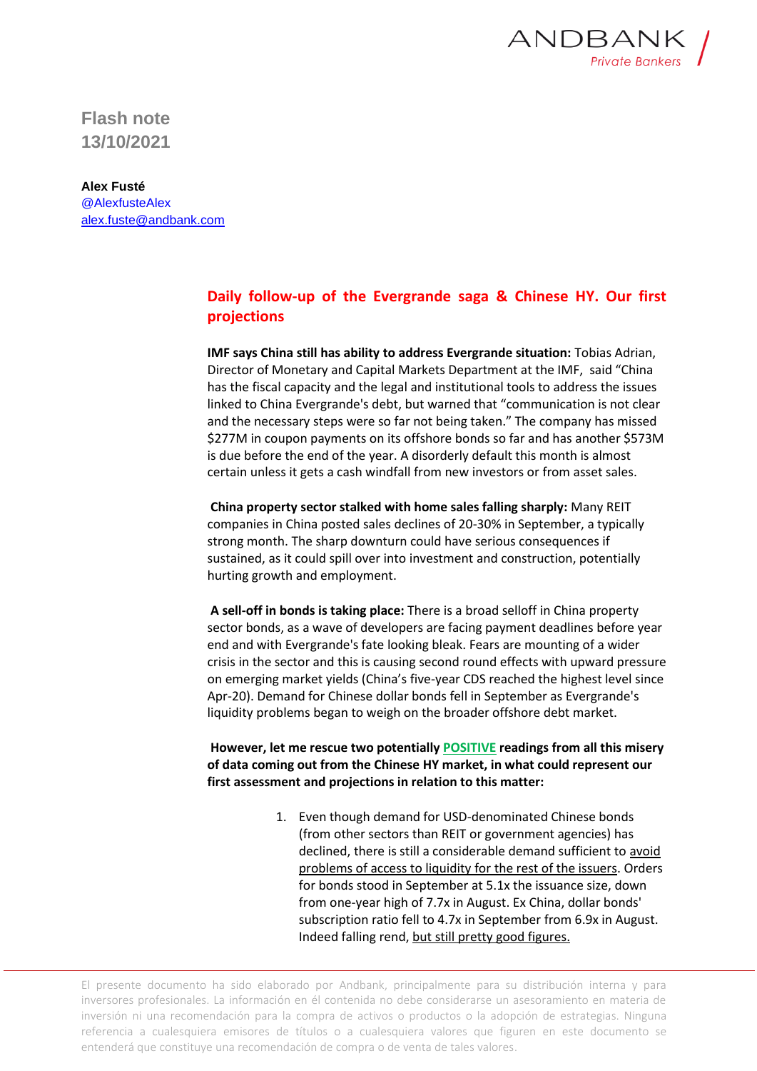Flash note
13/10/2021

**Alex Fusté**
@AlexfusteAlex
alex.fuste@andbank.com

## Daily follow-up of the Evergrande saga & Chinese HY. Our first projections

**IMF says China still has ability to address Evergrande situation:** Tobias Adrian, Director of Monetary and Capital Markets Department at the IMF, said "China has the fiscal capacity and the legal and institutional tools to address the issues linked to China Evergrande's debt, but warned that "communication is not clear and the necessary steps were so far not being taken." The company has missed $277M in coupon payments on its offshore bonds so far and has another $573M is due before the end of the year. A disorderly default this month is almost certain unless it gets a cash windfall from new investors or from asset sales.

**China property sector stalked with home sales falling sharply:** Many REIT companies in China posted sales declines of 20-30% in September, a typically strong month. The sharp downturn could have serious consequences if sustained, as it could spill over into investment and construction, potentially hurting growth and employment.

**A sell-off in bonds is taking place:** There is a broad selloff in China property sector bonds, as a wave of developers are facing payment deadlines before year end and with Evergrande's fate looking bleak. Fears are mounting of a wider crisis in the sector and this is causing second round effects with upward pressure on emerging market yields (China's five-year CDS reached the highest level since Apr-20). Demand for Chinese dollar bonds fell in September as Evergrande's liquidity problems began to weigh on the broader offshore debt market.

**However, let me rescue two potentially POSITIVE readings from all this misery of data coming out from the Chinese HY market, in what could represent our first assessment and projections in relation to this matter:**

1. Even though demand for USD-denominated Chinese bonds (from other sectors than REIT or government agencies) has declined, there is still a considerable demand sufficient to avoid problems of access to liquidity for the rest of the issuers. Orders for bonds stood in September at 5.1x the issuance size, down from one-year high of 7.7x in August. Ex China, dollar bonds' subscription ratio fell to 4.7x in September from 6.9x in August. Indeed falling rend, but still pretty good figures.

El presente documento ha sido elaborado por Andbank, principalmente para su distribución interna y para inversores profesionales. La información en él contenida no debe considerarse un asesoramiento en materia de inversión ni una recomendación para la compra de activos o productos o la adopción de estrategias. Ninguna referencia a cualesquiera emisores de títulos o a cualesquiera valores que figuren en este documento se entenderá que constituye una recomendación de compra o de venta de tales valores.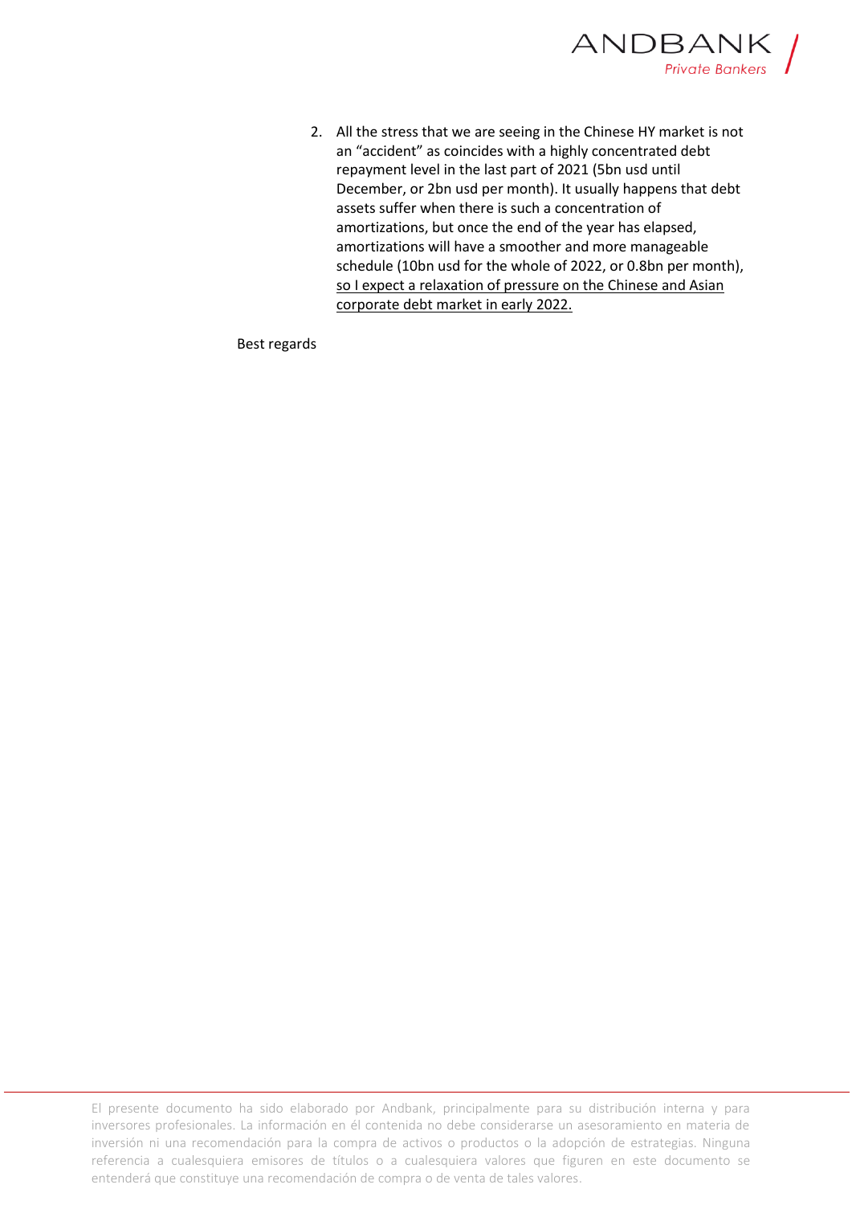2. All the stress that we are seeing in the Chinese HY market is not an "accident" as coincides with a highly concentrated debt repayment level in the last part of 2021 (5bn usd until December, or 2bn usd per month). It usually happens that debt assets suffer when there is such a concentration of amortizations, but once the end of the year has elapsed, amortizations will have a smoother and more manageable schedule (10bn usd for the whole of 2022, or 0.8bn per month), <u>so I expect a relaxation of pressure on the Chinese and Asian corporate debt market in early 2022.</u>

Best regards

El presente documento ha sido elaborado por Andbank, principalmente para su distribución interna y para inversores profesionales. La información en él contenida no debe considerarse un asesoramiento en materia de inversión ni una recomendación para la compra de activos o productos o la adopción de estrategias. Ninguna referencia a cualesquiera emisores de títulos o a cualesquiera valores que figuren en este documento se entenderá que constituye una recomendación de compra o de venta de tales valores.